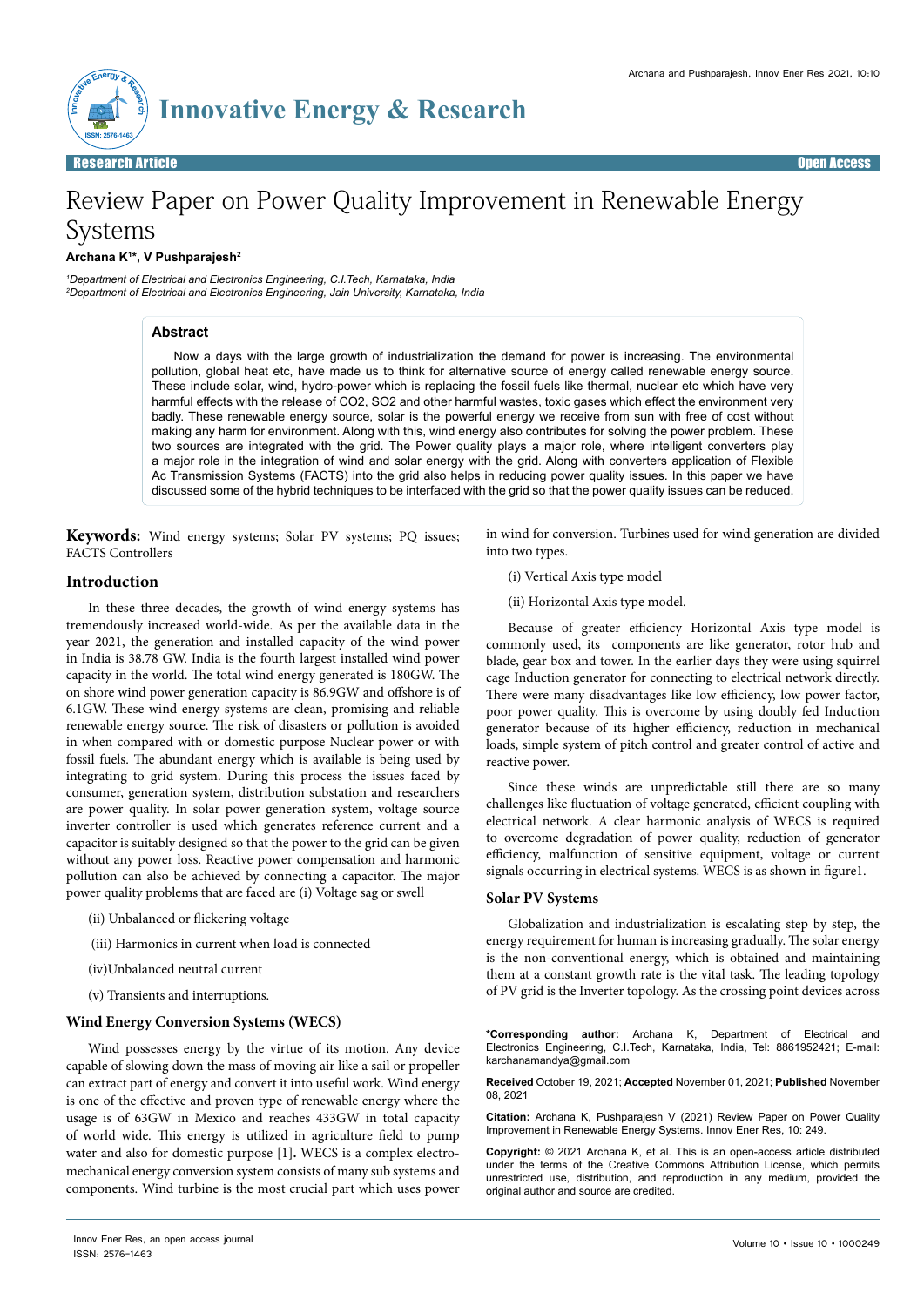Research Article | Open Access

# Review Paper on Power Quality Improvement in Renewable Energy Systems

**Archana K[1]*, V Pushparajesh[2]**

[1]*Department of Electrical and Electronics Engineering, C.I.Tech, Karnataka, India*
[2]*Department of Electrical and Electronics Engineering, Jain University, Karnataka, India*

## Abstract

Now a days with the large growth of industrialization the demand for power is increasing. The environmental pollution, global heat etc, have made us to think for alternative source of energy called renewable energy source. These include solar, wind, hydro-power which is replacing the fossil fuels like thermal, nuclear etc which have very harmful effects with the release of CO2, SO2 and other harmful wastes, toxic gases which effect the environment very badly. These renewable energy source, solar is the powerful energy we receive from sun with free of cost without making any harm for environment. Along with this, wind energy also contributes for solving the power problem. These two sources are integrated with the grid. The Power quality plays a major role, where intelligent converters play a major role in the integration of wind and solar energy with the grid. Along with converters application of Flexible Ac Transmission Systems (FACTS) into the grid also helps in reducing power quality issues. In this paper we have discussed some of the hybrid techniques to be interfaced with the grid so that the power quality issues can be reduced.

**Keywords:** Wind energy systems; Solar PV systems; PQ issues; FACTS Controllers

## Introduction

In these three decades, the growth of wind energy systems has tremendously increased world-wide. As per the available data in the year 2021, the generation and installed capacity of the wind power in India is 38.78 GW. India is the fourth largest installed wind power capacity in the world. The total wind energy generated is 180GW. The on shore wind power generation capacity is 86.9GW and offshore is of 6.1GW. These wind energy systems are clean, promising and reliable renewable energy source. The risk of disasters or pollution is avoided in when compared with or domestic purpose Nuclear power or with fossil fuels. The abundant energy which is available is being used by integrating to grid system. During this process the issues faced by consumer, generation system, distribution substation and researchers are power quality. In solar power generation system, voltage source inverter controller is used which generates reference current and a capacitor is suitably designed so that the power to the grid can be given without any power loss. Reactive power compensation and harmonic pollution can also be achieved by connecting a capacitor. The major power quality problems that are faced are (i) Voltage sag or swell

(ii) Unbalanced or flickering voltage

(iii) Harmonics in current when load is connected

(iv)Unbalanced neutral current

(v) Transients and interruptions.

## Wind Energy Conversion Systems (WECS)

Wind possesses energy by the virtue of its motion. Any device capable of slowing down the mass of moving air like a sail or propeller can extract part of energy and convert it into useful work. Wind energy is one of the effective and proven type of renewable energy where the usage is of 63GW in Mexico and reaches 433GW in total capacity of world wide. This energy is utilized in agriculture field to pump water and also for domestic purpose [1]. WECS is a complex electro-mechanical energy conversion system consists of many sub systems and components. Wind turbine is the most crucial part which uses power in wind for conversion. Turbines used for wind generation are divided into two types.

(i) Vertical Axis type model

(ii) Horizontal Axis type model.

Because of greater efficiency Horizontal Axis type model is commonly used, its components are like generator, rotor hub and blade, gear box and tower. In the earlier days they were using squirrel cage Induction generator for connecting to electrical network directly. There were many disadvantages like low efficiency, low power factor, poor power quality. This is overcome by using doubly fed Induction generator because of its higher efficiency, reduction in mechanical loads, simple system of pitch control and greater control of active and reactive power.

Since these winds are unpredictable still there are so many challenges like fluctuation of voltage generated, efficient coupling with electrical network. A clear harmonic analysis of WECS is required to overcome degradation of power quality, reduction of generator efficiency, malfunction of sensitive equipment, voltage or current signals occurring in electrical systems. WECS is as shown in figure1.

### Solar PV Systems

Globalization and industrialization is escalating step by step, the energy requirement for human is increasing gradually. The solar energy is the non-conventional energy, which is obtained and maintaining them at a constant growth rate is the vital task. The leading topology of PV grid is the Inverter topology. As the crossing point devices across

---

***Corresponding author:** Archana K, Department of Electrical and Electronics Engineering, C.I.Tech, Karnataka, India, Tel: 8861952421; E-mail: karchanamandya@gmail.com

**Received** October 19, 2021; **Accepted** November 01, 2021; **Published** November 08, 2021

**Citation:** Archana K, Pushparajesh V (2021) Review Paper on Power Quality Improvement in Renewable Energy Systems. Innov Ener Res, 10: 249.

**Copyright:** © 2021 Archana K, et al. This is an open-access article distributed under the terms of the Creative Commons Attribution License, which permits unrestricted use, distribution, and reproduction in any medium, provided the original author and source are credited.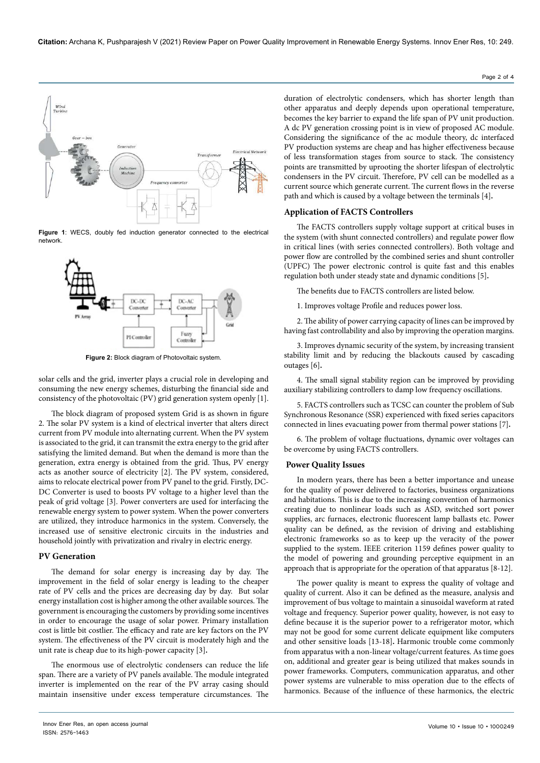Figure 1: WECS, doubly fed induction generator connected to the electrical network.

Figure 2: Block diagram of Photovoltaic system.

solar cells and the grid, inverter plays a crucial role in developing and consuming the new energy schemes, disturbing the financial side and consistency of the photovoltaic (PV) grid generation system openly [1].

The block diagram of proposed system Grid is as shown in figure 2. The solar PV system is a kind of electrical inverter that alters direct current from PV module into alternating current. When the PV system is associated to the grid, it can transmit the extra energy to the grid after satisfying the limited demand. But when the demand is more than the generation, extra energy is obtained from the grid. Thus, PV energy acts as another source of electricity [2]. The PV system, considered, aims to relocate electrical power from PV panel to the grid. Firstly, DC-DC Converter is used to boosts PV voltage to a higher level than the peak of grid voltage [3]. Power converters are used for interfacing the renewable energy system to power system. When the power converters are utilized, they introduce harmonics in the system. Conversely, the increased use of sensitive electronic circuits in the industries and household jointly with privatization and rivalry in electric energy.

## PV Generation

The demand for solar energy is increasing day by day. The improvement in the field of solar energy is leading to the cheaper rate of PV cells and the prices are decreasing day by day. But solar energy installation cost is higher among the other available sources. The government is encouraging the customers by providing some incentives in order to encourage the usage of solar power. Primary installation cost is little bit costlier. The efficacy and rate are key factors on the PV system. The effectiveness of the PV circuit is moderately high and the unit rate is cheap due to its high-power capacity [3].

The enormous use of electrolytic condensers can reduce the life span. There are a variety of PV panels available. The module integrated inverter is implemented on the rear of the PV array casing should maintain insensitive under excess temperature circumstances. The duration of electrolytic condensers, which has shorter length than other apparatus and deeply depends upon operational temperature, becomes the key barrier to expand the life span of PV unit production. A dc PV generation crossing point is in view of proposed AC module. Considering the significance of the ac module theory, dc interfaced PV production systems are cheap and has higher effectiveness because of less transformation stages from source to stack. The consistency points are transmitted by uprooting the shorter lifespan of electrolytic condensers in the PV circuit. Therefore, PV cell can be modelled as a current source which generate current. The current flows in the reverse path and which is caused by a voltage between the terminals [4].

## Application of FACTS Controllers

The FACTS controllers supply voltage support at critical buses in the system (with shunt connected controllers) and regulate power flow in critical lines (with series connected controllers). Both voltage and power flow are controlled by the combined series and shunt controller (UPFC) The power electronic control is quite fast and this enables regulation both under steady state and dynamic conditions [5].

The benefits due to FACTS controllers are listed below.

1. Improves voltage Profile and reduces power loss.

2. The ability of power carrying capacity of lines can be improved by having fast controllability and also by improving the operation margins.

3. Improves dynamic security of the system, by increasing transient stability limit and by reducing the blackouts caused by cascading outages [6].

4. The small signal stability region can be improved by providing auxiliary stabilizing controllers to damp low frequency oscillations.

5. FACTS controllers such as TCSC can counter the problem of Sub Synchronous Resonance (SSR) experienced with fixed series capacitors connected in lines evacuating power from thermal power stations [7].

6. The problem of voltage fluctuations, dynamic over voltages can be overcome by using FACTS controllers.

## Power Quality Issues

In modern years, there has been a better importance and unease for the quality of power delivered to factories, business organizations and habitations. This is due to the increasing convention of harmonics creating due to nonlinear loads such as ASD, switched sort power supplies, arc furnaces, electronic fluorescent lamp ballasts etc. Power quality can be defined, as the revision of driving and establishing electronic frameworks so as to keep up the veracity of the power supplied to the system. IEEE criterion 1159 defines power quality to the model of powering and grounding perceptive equipment in an approach that is appropriate for the operation of that apparatus [8-12].

The power quality is meant to express the quality of voltage and quality of current. Also it can be defined as the measure, analysis and improvement of bus voltage to maintain a sinusoidal waveform at rated voltage and frequency. Superior power quality, however, is not easy to define because it is the superior power to a refrigerator motor, which may not be good for some current delicate equipment like computers and other sensitive loads [13-18]. Harmonic trouble come commonly from apparatus with a non-linear voltage/current features. As time goes on, additional and greater gear is being utilized that makes sounds in power frameworks. Computers, communication apparatus, and other power systems are vulnerable to miss operation due to the effects of harmonics. Because of the influence of these harmonics, the electric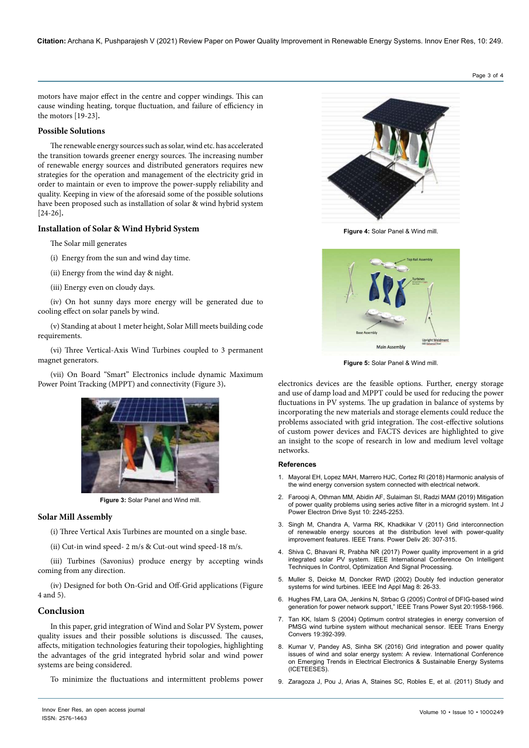motors have major effect in the centre and copper windings. This can cause winding heating, torque fluctuation, and failure of efficiency in the motors [19-23].

### Possible Solutions

The renewable energy sources such as solar, wind etc. has accelerated the transition towards greener energy sources. The increasing number of renewable energy sources and distributed generators requires new strategies for the operation and management of the electricity grid in order to maintain or even to improve the power-supply reliability and quality. Keeping in view of the aforesaid some of the possible solutions have been proposed such as installation of solar & wind hybrid system [24-26].

### Installation of Solar & Wind Hybrid System

The Solar mill generates

(i) Energy from the sun and wind day time.

(ii) Energy from the wind day & night.

(iii) Energy even on cloudy days.

(iv) On hot sunny days more energy will be generated due to cooling effect on solar panels by wind.

(v) Standing at about 1 meter height, Solar Mill meets building code requirements.

(vi) Three Vertical-Axis Wind Turbines coupled to 3 permanent magnet generators.

(vii) On Board "Smart" Electronics include dynamic Maximum Power Point Tracking (MPPT) and connectivity (Figure 3).

**Figure 3:** Solar Panel and Wind mill.

### Solar Mill Assembly

(i) Three Vertical Axis Turbines are mounted on a single base.

(ii) Cut-in wind speed- 2 m/s & Cut-out wind speed-18 m/s.

(iii) Turbines (Savonius) produce energy by accepting winds coming from any direction.

(iv) Designed for both On-Grid and Off-Grid applications (Figure 4 and 5).

**Figure 4:** Solar Panel & Wind mill.

**Figure 5:** Solar Panel & Wind mill.

## Conclusion

In this paper, grid integration of Wind and Solar PV System, power quality issues and their possible solutions is discussed. The causes, affects, mitigation technologies featuring their topologies, highlighting the advantages of the grid integrated hybrid solar and wind power systems are being considered.

To minimize the fluctuations and intermittent problems power electronics devices are the feasible options. Further, energy storage and use of damp load and MPPT could be used for reducing the power fluctuations in PV systems. The up gradation in balance of systems by incorporating the new materials and storage elements could reduce the problems associated with grid integration. The cost-effective solutions of custom power devices and FACTS devices are highlighted to give an insight to the scope of research in low and medium level voltage networks.

### References

1. Mayoral EH, Lopez MAH, Marrero HJC, Cortez RI (2018) Harmonic analysis of the wind energy conversion system connected with electrical network.
2. Farooqi A, Othman MM, Abidin AF, Sulaiman SI, Radzi MAM (2019) Mitigation of power quality problems using series active filter in a microgrid system. Int J Power Electron Drive Syst 10: 2245-2253.
3. Singh M, Chandra A, Varma RK, Khadkikar V (2011) Grid interconnection of renewable energy sources at the distribution level with power-quality improvement features. IEEE Trans. Power Deliv 26: 307-315.
4. Shiva C, Bhavani R, Prabha NR (2017) Power quality improvement in a grid integrated solar PV system. IEEE International Conference On Intelligent Techniques In Control, Optimization And Signal Processing.
5. Muller S, Deicke M, Doncker RWD (2002) Doubly fed induction generator systems for wind turbines. IEEE Ind Appl Mag 8: 26-33.
6. Hughes FM, Lara OA, Jenkins N, Strbac G (2005) Control of DFIG-based wind generation for power network support," IEEE Trans Power Syst 20:1958-1966.
7. Tan KK, Islam S (2004) Optimum control strategies in energy conversion of PMSG wind turbine system without mechanical sensor. IEEE Trans Energy Convers 19:392-399.
8. Kumar V, Pandey AS, Sinha SK (2016) Grid integration and power quality issues of wind and solar energy system: A review. International Conference on Emerging Trends in Electrical Electronics & Sustainable Energy Systems (ICETEESES).
9. Zaragoza J, Pou J, Arias A, Staines SC, Robles E, et al. (2011) Study and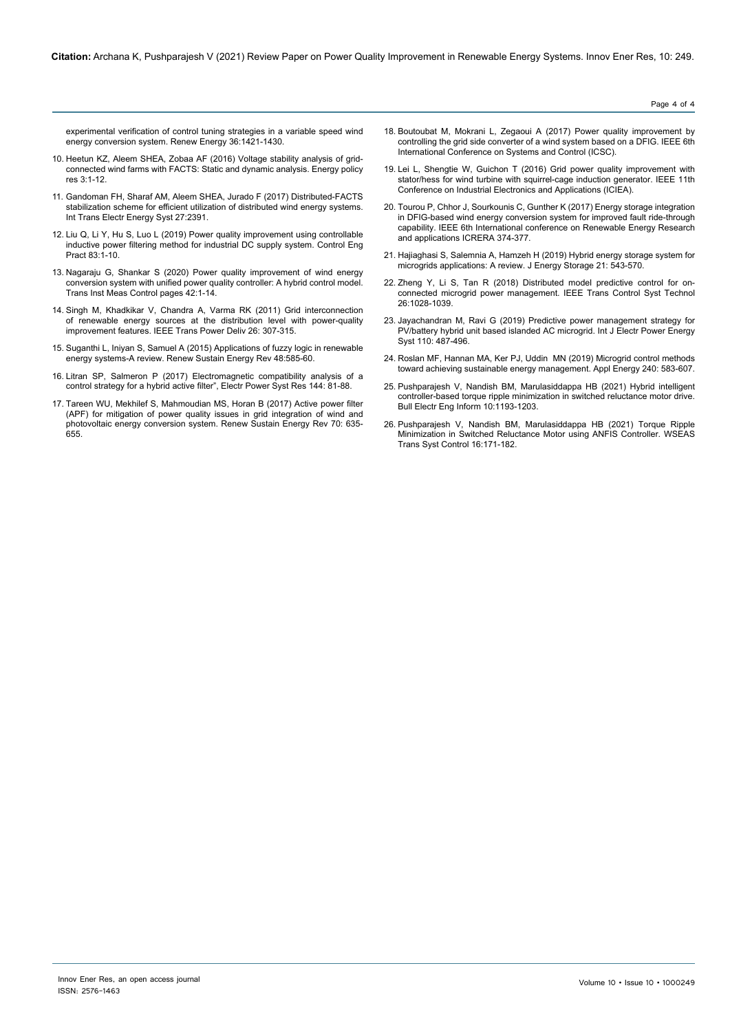experimental verification of control tuning strategies in a variable speed wind energy conversion system. Renew Energy 36:1421-1430.

10. Heetun KZ, Aleem SHEA, Zobaa AF (2016) Voltage stability analysis of grid-connected wind farms with FACTS: Static and dynamic analysis. Energy policy res 3:1-12.

11. Gandoman FH, Sharaf AM, Aleem SHEA, Jurado F (2017) Distributed-FACTS stabilization scheme for efficient utilization of distributed wind energy systems. Int Trans Electr Energy Syst 27:2391.

12. Liu Q, Li Y, Hu S, Luo L (2019) Power quality improvement using controllable inductive power filtering method for industrial DC supply system. Control Eng Pract 83:1-10.

13. Nagaraju G, Shankar S (2020) Power quality improvement of wind energy conversion system with unified power quality controller: A hybrid control model. Trans Inst Meas Control pages 42:1-14.

14. Singh M, Khadkikar V, Chandra A, Varma RK (2011) Grid interconnection of renewable energy sources at the distribution level with power-quality improvement features. IEEE Trans Power Deliv 26: 307-315.

15. Suganthi L, Iniyan S, Samuel A (2015) Applications of fuzzy logic in renewable energy systems-A review. Renew Sustain Energy Rev 48:585-60.

16. Litran SP, Salmeron P (2017) Electromagnetic compatibility analysis of a control strategy for a hybrid active filter", Electr Power Syst Res 144: 81-88.

17. Tareen WU, Mekhilef S, Mahmoudian MS, Horan B (2017) Active power filter (APF) for mitigation of power quality issues in grid integration of wind and photovoltaic energy conversion system. Renew Sustain Energy Rev 70: 635-655.

18. Boutoubat M, Mokrani L, Zegaoui A (2017) Power quality improvement by controlling the grid side converter of a wind system based on a DFIG. IEEE 6th International Conference on Systems and Control (ICSC).

19. Lei L, Shengtie W, Guichon T (2016) Grid power quality improvement with stator/hess for wind turbine with squirrel-cage induction generator. IEEE 11th Conference on Industrial Electronics and Applications (ICIEA).

20. Tourou P, Chhor J, Sourkounis C, Gunther K (2017) Energy storage integration in DFIG-based wind energy conversion system for improved fault ride-through capability. IEEE 6th International conference on Renewable Energy Research and applications ICRERA 374-377.

21. Hajiaghasi S, Salemnia A, Hamzeh H (2019) Hybrid energy storage system for microgrids applications: A review. J Energy Storage 21: 543-570.

22. Zheng Y, Li S, Tan R (2018) Distributed model predictive control for on-connected microgrid power management. IEEE Trans Control Syst Technol 26:1028-1039.

23. Jayachandran M, Ravi G (2019) Predictive power management strategy for PV/battery hybrid unit based islanded AC microgrid. Int J Electr Power Energy Syst 110: 487-496.

24. Roslan MF, Hannan MA, Ker PJ, Uddin MN (2019) Microgrid control methods toward achieving sustainable energy management. Appl Energy 240: 583-607.

25. Pushparajesh V, Nandish BM, Marulasiddappa HB (2021) Hybrid intelligent controller-based torque ripple minimization in switched reluctance motor drive. Bull Electr Eng Inform 10:1193-1203.

26. Pushparajesh V, Nandish BM, Marulasiddappa HB (2021) Torque Ripple Minimization in Switched Reluctance Motor using ANFIS Controller. WSEAS Trans Syst Control 16:171-182.